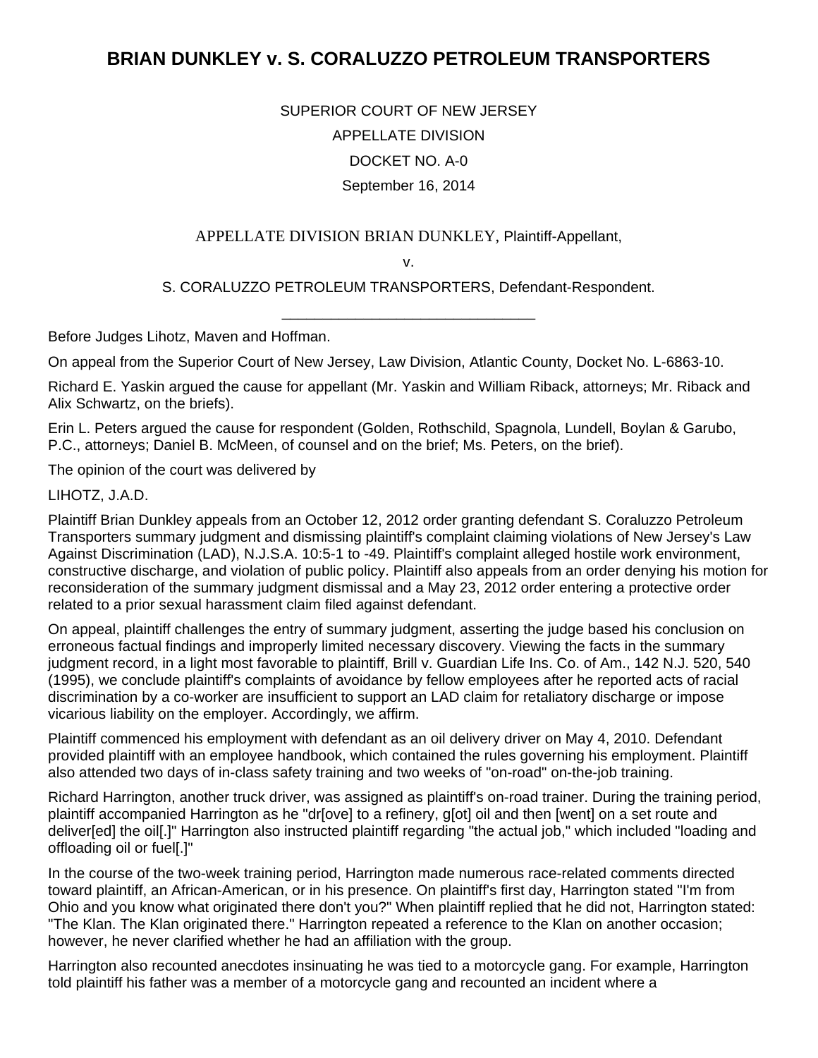# BRIAN DUNKLEY v. S. CORALUZZO PETROLEUM TRANSPORTERS

SUPERIOR COURT OF NEW JERSEY

APPELLATE DIVISION

DOCKET NO. A-0

September 16, 2014

APPELLATE DIVISION BRIAN DUNKLEY, Plaintiff-Appellant,

v.

S. CORALUZZO PETROLEUM TRANSPORTERS, Defendant-Respondent.

______________________________

Before Judges Lihotz, Maven and Hoffman.

On appeal from the Superior Court of New Jersey, Law Division, Atlantic County, Docket No. L-6863-10.

Richard E. Yaskin argued the cause for appellant (Mr. Yaskin and William Riback, attorneys; Mr. Riback and Alix Schwartz, on the briefs).

Erin L. Peters argued the cause for respondent (Golden, Rothschild, Spagnola, Lundell, Boylan & Garubo, P.C., attorneys; Daniel B. McMeen, of counsel and on the brief; Ms. Peters, on the brief).

The opinion of the court was delivered by

LIHOTZ, J.A.D.

Plaintiff Brian Dunkley appeals from an October 12, 2012 order granting defendant S. Coraluzzo Petroleum Transporters summary judgment and dismissing plaintiff's complaint claiming violations of New Jersey's Law Against Discrimination (LAD), N.J.S.A. 10:5-1 to -49. Plaintiff's complaint alleged hostile work environment, constructive discharge, and violation of public policy. Plaintiff also appeals from an order denying his motion for reconsideration of the summary judgment dismissal and a May 23, 2012 order entering a protective order related to a prior sexual harassment claim filed against defendant.

On appeal, plaintiff challenges the entry of summary judgment, asserting the judge based his conclusion on erroneous factual findings and improperly limited necessary discovery. Viewing the facts in the summary judgment record, in a light most favorable to plaintiff, Brill v. Guardian Life Ins. Co. of Am., 142 N.J. 520, 540 (1995), we conclude plaintiff's complaints of avoidance by fellow employees after he reported acts of racial discrimination by a co-worker are insufficient to support an LAD claim for retaliatory discharge or impose vicarious liability on the employer. Accordingly, we affirm.

Plaintiff commenced his employment with defendant as an oil delivery driver on May 4, 2010. Defendant provided plaintiff with an employee handbook, which contained the rules governing his employment. Plaintiff also attended two days of in-class safety training and two weeks of "on-road" on-the-job training.

Richard Harrington, another truck driver, was assigned as plaintiff's on-road trainer. During the training period, plaintiff accompanied Harrington as he "dr[ove] to a refinery, g[ot] oil and then [went] on a set route and deliver[ed] the oil[.]" Harrington also instructed plaintiff regarding "the actual job," which included "loading and offloading oil or fuel[.]"

In the course of the two-week training period, Harrington made numerous race-related comments directed toward plaintiff, an African-American, or in his presence. On plaintiff's first day, Harrington stated "I'm from Ohio and you know what originated there don't you?" When plaintiff replied that he did not, Harrington stated: "The Klan. The Klan originated there." Harrington repeated a reference to the Klan on another occasion; however, he never clarified whether he had an affiliation with the group.

Harrington also recounted anecdotes insinuating he was tied to a motorcycle gang. For example, Harrington told plaintiff his father was a member of a motorcycle gang and recounted an incident where a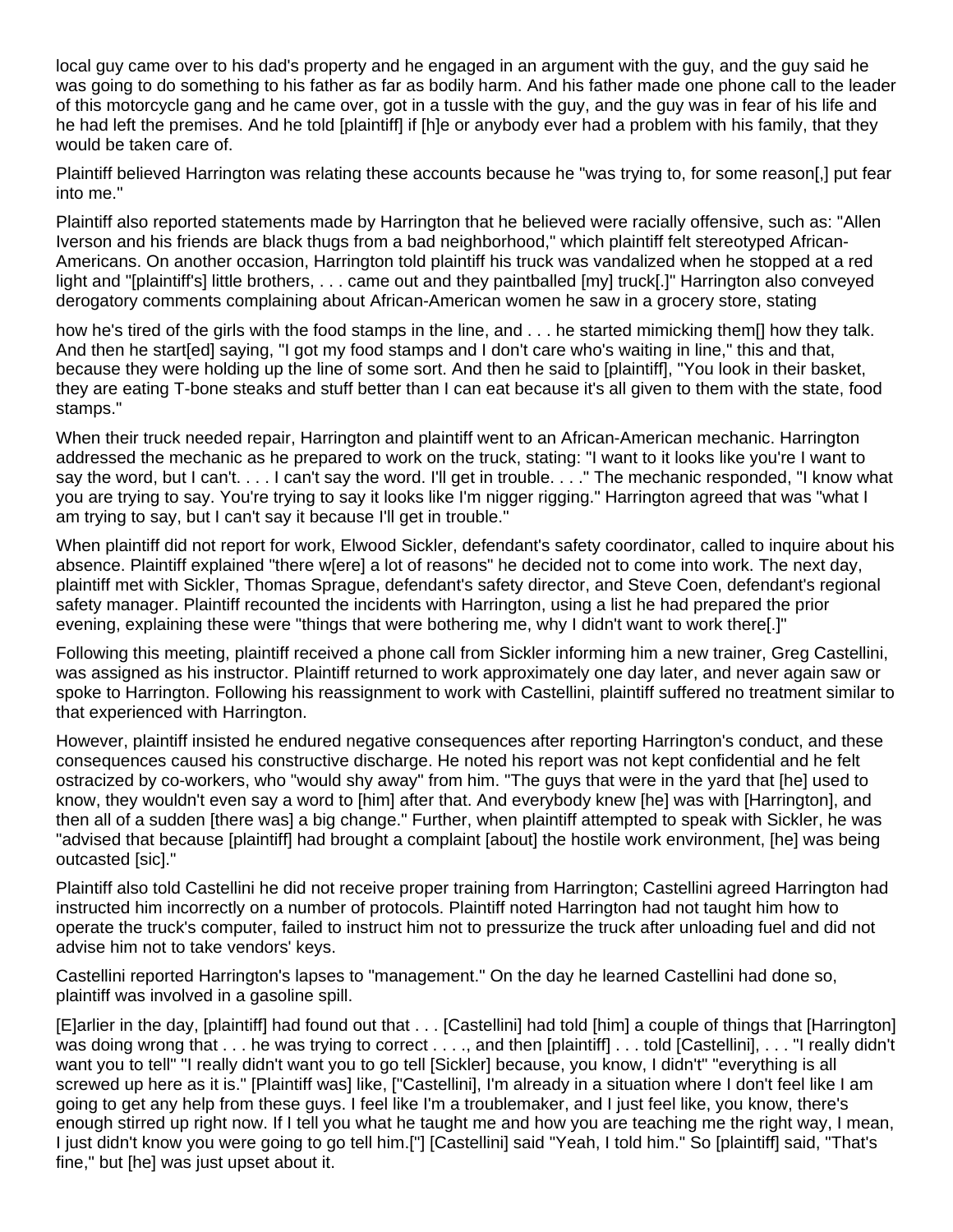local guy came over to his dad's property and he engaged in an argument with the guy, and the guy said he was going to do something to his father as far as bodily harm. And his father made one phone call to the leader of this motorcycle gang and he came over, got in a tussle with the guy, and the guy was in fear of his life and he had left the premises. And he told [plaintiff] if [h]e or anybody ever had a problem with his family, that they would be taken care of.

Plaintiff believed Harrington was relating these accounts because he "was trying to, for some reason[,] put fear into me."

Plaintiff also reported statements made by Harrington that he believed were racially offensive, such as: "Allen Iverson and his friends are black thugs from a bad neighborhood," which plaintiff felt stereotyped African-Americans. On another occasion, Harrington told plaintiff his truck was vandalized when he stopped at a red light and "[plaintiff's] little brothers, . . . came out and they paintballed [my] truck[.]" Harrington also conveyed derogatory comments complaining about African-American women he saw in a grocery store, stating

how he's tired of the girls with the food stamps in the line, and . . . he started mimicking them[] how they talk. And then he start[ed] saying, "I got my food stamps and I don't care who's waiting in line," this and that, because they were holding up the line of some sort. And then he said to [plaintiff], "You look in their basket, they are eating T-bone steaks and stuff better than I can eat because it's all given to them with the state, food stamps."

When their truck needed repair, Harrington and plaintiff went to an African-American mechanic. Harrington addressed the mechanic as he prepared to work on the truck, stating: "I want to it looks like you're I want to say the word, but I can't. . . . I can't say the word. I'll get in trouble. . . ." The mechanic responded, "I know what you are trying to say. You're trying to say it looks like I'm nigger rigging." Harrington agreed that was "what I am trying to say, but I can't say it because I'll get in trouble."

When plaintiff did not report for work, Elwood Sickler, defendant's safety coordinator, called to inquire about his absence. Plaintiff explained "there w[ere] a lot of reasons" he decided not to come into work. The next day, plaintiff met with Sickler, Thomas Sprague, defendant's safety director, and Steve Coen, defendant's regional safety manager. Plaintiff recounted the incidents with Harrington, using a list he had prepared the prior evening, explaining these were "things that were bothering me, why I didn't want to work there[.]"

Following this meeting, plaintiff received a phone call from Sickler informing him a new trainer, Greg Castellini, was assigned as his instructor. Plaintiff returned to work approximately one day later, and never again saw or spoke to Harrington. Following his reassignment to work with Castellini, plaintiff suffered no treatment similar to that experienced with Harrington.

However, plaintiff insisted he endured negative consequences after reporting Harrington's conduct, and these consequences caused his constructive discharge. He noted his report was not kept confidential and he felt ostracized by co-workers, who "would shy away" from him. "The guys that were in the yard that [he] used to know, they wouldn't even say a word to [him] after that. And everybody knew [he] was with [Harrington], and then all of a sudden [there was] a big change." Further, when plaintiff attempted to speak with Sickler, he was "advised that because [plaintiff] had brought a complaint [about] the hostile work environment, [he] was being outcasted [sic]."

Plaintiff also told Castellini he did not receive proper training from Harrington; Castellini agreed Harrington had instructed him incorrectly on a number of protocols. Plaintiff noted Harrington had not taught him how to operate the truck's computer, failed to instruct him not to pressurize the truck after unloading fuel and did not advise him not to take vendors' keys.

Castellini reported Harrington's lapses to "management." On the day he learned Castellini had done so, plaintiff was involved in a gasoline spill.

[E]arlier in the day, [plaintiff] had found out that . . . [Castellini] had told [him] a couple of things that [Harrington] was doing wrong that . . . he was trying to correct . . . ., and then [plaintiff] . . . told [Castellini], . . . "I really didn't want you to tell" "I really didn't want you to go tell [Sickler] because, you know, I didn't" "everything is all screwed up here as it is." [Plaintiff was] like, ["Castellini], I'm already in a situation where I don't feel like I am going to get any help from these guys. I feel like I'm a troublemaker, and I just feel like, you know, there's enough stirred up right now. If I tell you what he taught me and how you are teaching me the right way, I mean, I just didn't know you were going to go tell him.["] [Castellini] said "Yeah, I told him." So [plaintiff] said, "That's fine," but [he] was just upset about it.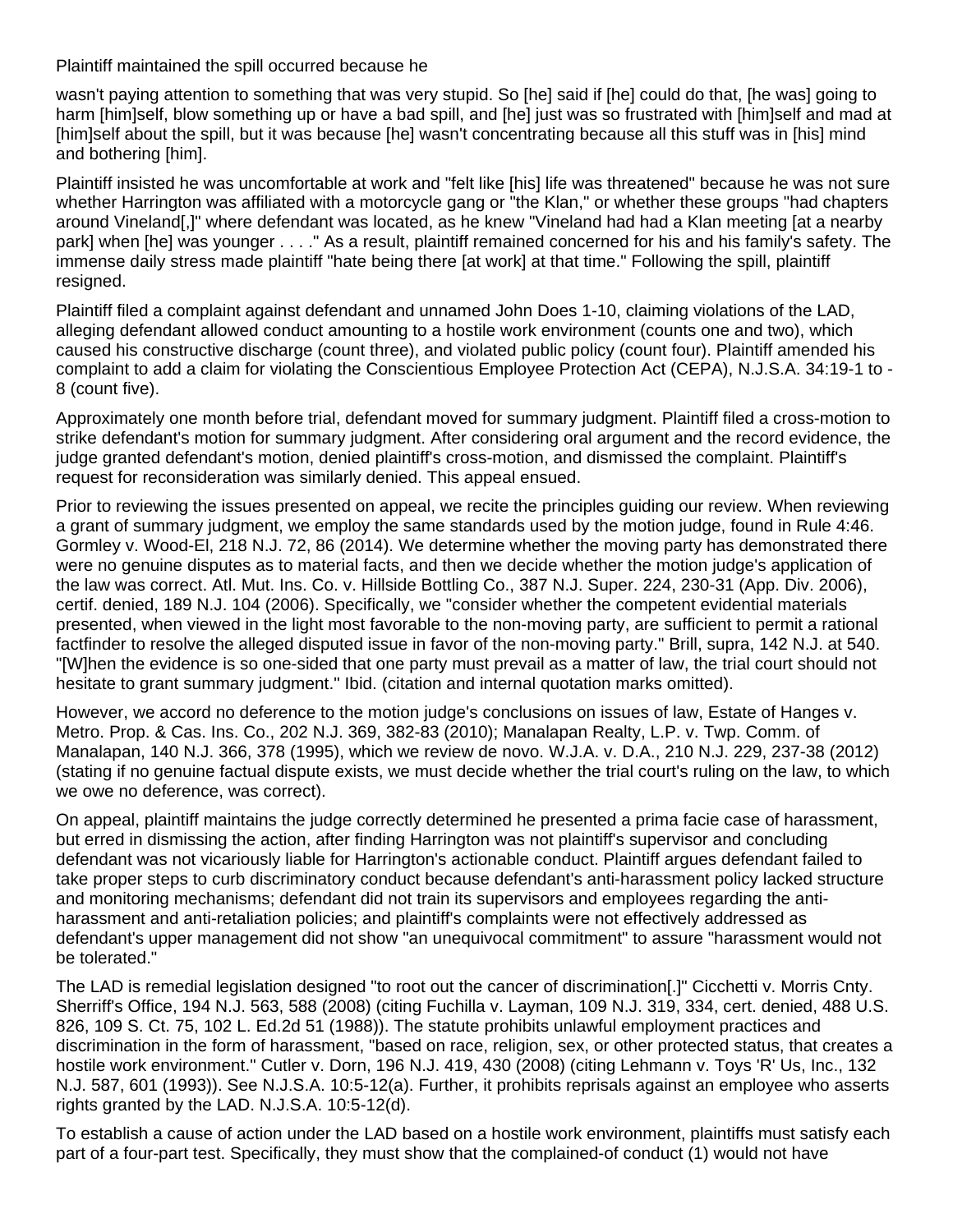Plaintiff maintained the spill occurred because he

wasn't paying attention to something that was very stupid. So [he] said if [he] could do that, [he was] going to harm [him]self, blow something up or have a bad spill, and [he] just was so frustrated with [him]self and mad at [him]self about the spill, but it was because [he] wasn't concentrating because all this stuff was in [his] mind and bothering [him].

Plaintiff insisted he was uncomfortable at work and "felt like [his] life was threatened" because he was not sure whether Harrington was affiliated with a motorcycle gang or "the Klan," or whether these groups "had chapters around Vineland[,]" where defendant was located, as he knew "Vineland had had a Klan meeting [at a nearby park] when [he] was younger . . . ." As a result, plaintiff remained concerned for his and his family's safety. The immense daily stress made plaintiff "hate being there [at work] at that time." Following the spill, plaintiff resigned.

Plaintiff filed a complaint against defendant and unnamed John Does 1-10, claiming violations of the LAD, alleging defendant allowed conduct amounting to a hostile work environment (counts one and two), which caused his constructive discharge (count three), and violated public policy (count four). Plaintiff amended his complaint to add a claim for violating the Conscientious Employee Protection Act (CEPA), N.J.S.A. 34:19-1 to -8 (count five).

Approximately one month before trial, defendant moved for summary judgment. Plaintiff filed a cross-motion to strike defendant's motion for summary judgment. After considering oral argument and the record evidence, the judge granted defendant's motion, denied plaintiff's cross-motion, and dismissed the complaint. Plaintiff's request for reconsideration was similarly denied. This appeal ensued.

Prior to reviewing the issues presented on appeal, we recite the principles guiding our review. When reviewing a grant of summary judgment, we employ the same standards used by the motion judge, found in Rule 4:46. Gormley v. Wood-El, 218 N.J. 72, 86 (2014). We determine whether the moving party has demonstrated there were no genuine disputes as to material facts, and then we decide whether the motion judge's application of the law was correct. Atl. Mut. Ins. Co. v. Hillside Bottling Co., 387 N.J. Super. 224, 230-31 (App. Div. 2006), certif. denied, 189 N.J. 104 (2006). Specifically, we "consider whether the competent evidential materials presented, when viewed in the light most favorable to the non-moving party, are sufficient to permit a rational factfinder to resolve the alleged disputed issue in favor of the non-moving party." Brill, supra, 142 N.J. at 540. "[W]hen the evidence is so one-sided that one party must prevail as a matter of law, the trial court should not hesitate to grant summary judgment." Ibid. (citation and internal quotation marks omitted).

However, we accord no deference to the motion judge's conclusions on issues of law, Estate of Hanges v. Metro. Prop. & Cas. Ins. Co., 202 N.J. 369, 382-83 (2010); Manalapan Realty, L.P. v. Twp. Comm. of Manalapan, 140 N.J. 366, 378 (1995), which we review de novo. W.J.A. v. D.A., 210 N.J. 229, 237-38 (2012) (stating if no genuine factual dispute exists, we must decide whether the trial court's ruling on the law, to which we owe no deference, was correct).

On appeal, plaintiff maintains the judge correctly determined he presented a prima facie case of harassment, but erred in dismissing the action, after finding Harrington was not plaintiff's supervisor and concluding defendant was not vicariously liable for Harrington's actionable conduct. Plaintiff argues defendant failed to take proper steps to curb discriminatory conduct because defendant's anti-harassment policy lacked structure and monitoring mechanisms; defendant did not train its supervisors and employees regarding the anti-harassment and anti-retaliation policies; and plaintiff's complaints were not effectively addressed as defendant's upper management did not show "an unequivocal commitment" to assure "harassment would not be tolerated."

The LAD is remedial legislation designed "to root out the cancer of discrimination[.]" Cicchetti v. Morris Cnty. Sherriff's Office, 194 N.J. 563, 588 (2008) (citing Fuchilla v. Layman, 109 N.J. 319, 334, cert. denied, 488 U.S. 826, 109 S. Ct. 75, 102 L. Ed.2d 51 (1988)). The statute prohibits unlawful employment practices and discrimination in the form of harassment, "based on race, religion, sex, or other protected status, that creates a hostile work environment." Cutler v. Dorn, 196 N.J. 419, 430 (2008) (citing Lehmann v. Toys 'R' Us, Inc., 132 N.J. 587, 601 (1993)). See N.J.S.A. 10:5-12(a). Further, it prohibits reprisals against an employee who asserts rights granted by the LAD. N.J.S.A. 10:5-12(d).

To establish a cause of action under the LAD based on a hostile work environment, plaintiffs must satisfy each part of a four-part test. Specifically, they must show that the complained-of conduct (1) would not have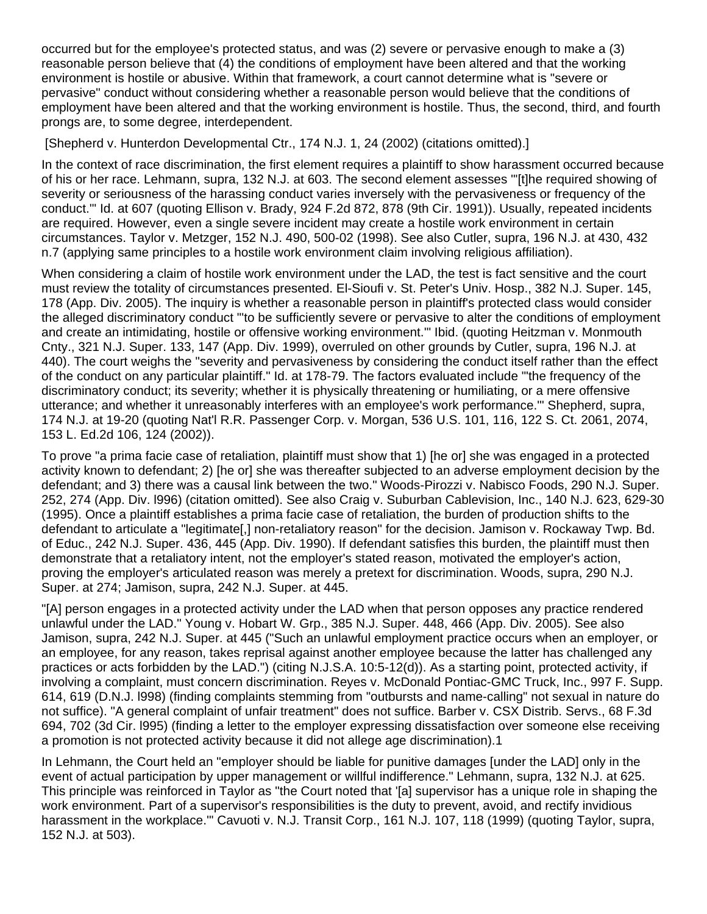occurred but for the employee's protected status, and was (2) severe or pervasive enough to make a (3) reasonable person believe that (4) the conditions of employment have been altered and that the working environment is hostile or abusive. Within that framework, a court cannot determine what is "severe or pervasive" conduct without considering whether a reasonable person would believe that the conditions of employment have been altered and that the working environment is hostile. Thus, the second, third, and fourth prongs are, to some degree, interdependent.

[Shepherd v. Hunterdon Developmental Ctr., 174 N.J. 1, 24 (2002) (citations omitted).]

In the context of race discrimination, the first element requires a plaintiff to show harassment occurred because of his or her race. Lehmann, supra, 132 N.J. at 603. The second element assesses "'[t]he required showing of severity or seriousness of the harassing conduct varies inversely with the pervasiveness or frequency of the conduct.'" Id. at 607 (quoting Ellison v. Brady, 924 F.2d 872, 878 (9th Cir. 1991)). Usually, repeated incidents are required. However, even a single severe incident may create a hostile work environment in certain circumstances. Taylor v. Metzger, 152 N.J. 490, 500-02 (1998). See also Cutler, supra, 196 N.J. at 430, 432 n.7 (applying same principles to a hostile work environment claim involving religious affiliation).

When considering a claim of hostile work environment under the LAD, the test is fact sensitive and the court must review the totality of circumstances presented. El-Sioufi v. St. Peter's Univ. Hosp., 382 N.J. Super. 145, 178 (App. Div. 2005). The inquiry is whether a reasonable person in plaintiff's protected class would consider the alleged discriminatory conduct "'to be sufficiently severe or pervasive to alter the conditions of employment and create an intimidating, hostile or offensive working environment.'" Ibid. (quoting Heitzman v. Monmouth Cnty., 321 N.J. Super. 133, 147 (App. Div. 1999), overruled on other grounds by Cutler, supra, 196 N.J. at 440). The court weighs the "severity and pervasiveness by considering the conduct itself rather than the effect of the conduct on any particular plaintiff." Id. at 178-79. The factors evaluated include "'the frequency of the discriminatory conduct; its severity; whether it is physically threatening or humiliating, or a mere offensive utterance; and whether it unreasonably interferes with an employee's work performance.'" Shepherd, supra, 174 N.J. at 19-20 (quoting Nat'l R.R. Passenger Corp. v. Morgan, 536 U.S. 101, 116, 122 S. Ct. 2061, 2074, 153 L. Ed.2d 106, 124 (2002)).

To prove "a prima facie case of retaliation, plaintiff must show that 1) [he or] she was engaged in a protected activity known to defendant; 2) [he or] she was thereafter subjected to an adverse employment decision by the defendant; and 3) there was a causal link between the two." Woods-Pirozzi v. Nabisco Foods, 290 N.J. Super. 252, 274 (App. Div. l996) (citation omitted). See also Craig v. Suburban Cablevision, Inc., 140 N.J. 623, 629-30 (1995). Once a plaintiff establishes a prima facie case of retaliation, the burden of production shifts to the defendant to articulate a "legitimate[,] non-retaliatory reason" for the decision. Jamison v. Rockaway Twp. Bd. of Educ., 242 N.J. Super. 436, 445 (App. Div. 1990). If defendant satisfies this burden, the plaintiff must then demonstrate that a retaliatory intent, not the employer's stated reason, motivated the employer's action, proving the employer's articulated reason was merely a pretext for discrimination. Woods, supra, 290 N.J. Super. at 274; Jamison, supra, 242 N.J. Super. at 445.

"[A] person engages in a protected activity under the LAD when that person opposes any practice rendered unlawful under the LAD." Young v. Hobart W. Grp., 385 N.J. Super. 448, 466 (App. Div. 2005). See also Jamison, supra, 242 N.J. Super. at 445 ("Such an unlawful employment practice occurs when an employer, or an employee, for any reason, takes reprisal against another employee because the latter has challenged any practices or acts forbidden by the LAD.") (citing N.J.S.A. 10:5-12(d)). As a starting point, protected activity, if involving a complaint, must concern discrimination. Reyes v. McDonald Pontiac-GMC Truck, Inc., 997 F. Supp. 614, 619 (D.N.J. l998) (finding complaints stemming from "outbursts and name-calling" not sexual in nature do not suffice). "A general complaint of unfair treatment" does not suffice. Barber v. CSX Distrib. Servs., 68 F.3d 694, 702 (3d Cir. l995) (finding a letter to the employer expressing dissatisfaction over someone else receiving a promotion is not protected activity because it did not allege age discrimination).1

In Lehmann, the Court held an "employer should be liable for punitive damages [under the LAD] only in the event of actual participation by upper management or willful indifference." Lehmann, supra, 132 N.J. at 625. This principle was reinforced in Taylor as "the Court noted that '[a] supervisor has a unique role in shaping the work environment. Part of a supervisor's responsibilities is the duty to prevent, avoid, and rectify invidious harassment in the workplace.'" Cavuoti v. N.J. Transit Corp., 161 N.J. 107, 118 (1999) (quoting Taylor, supra, 152 N.J. at 503).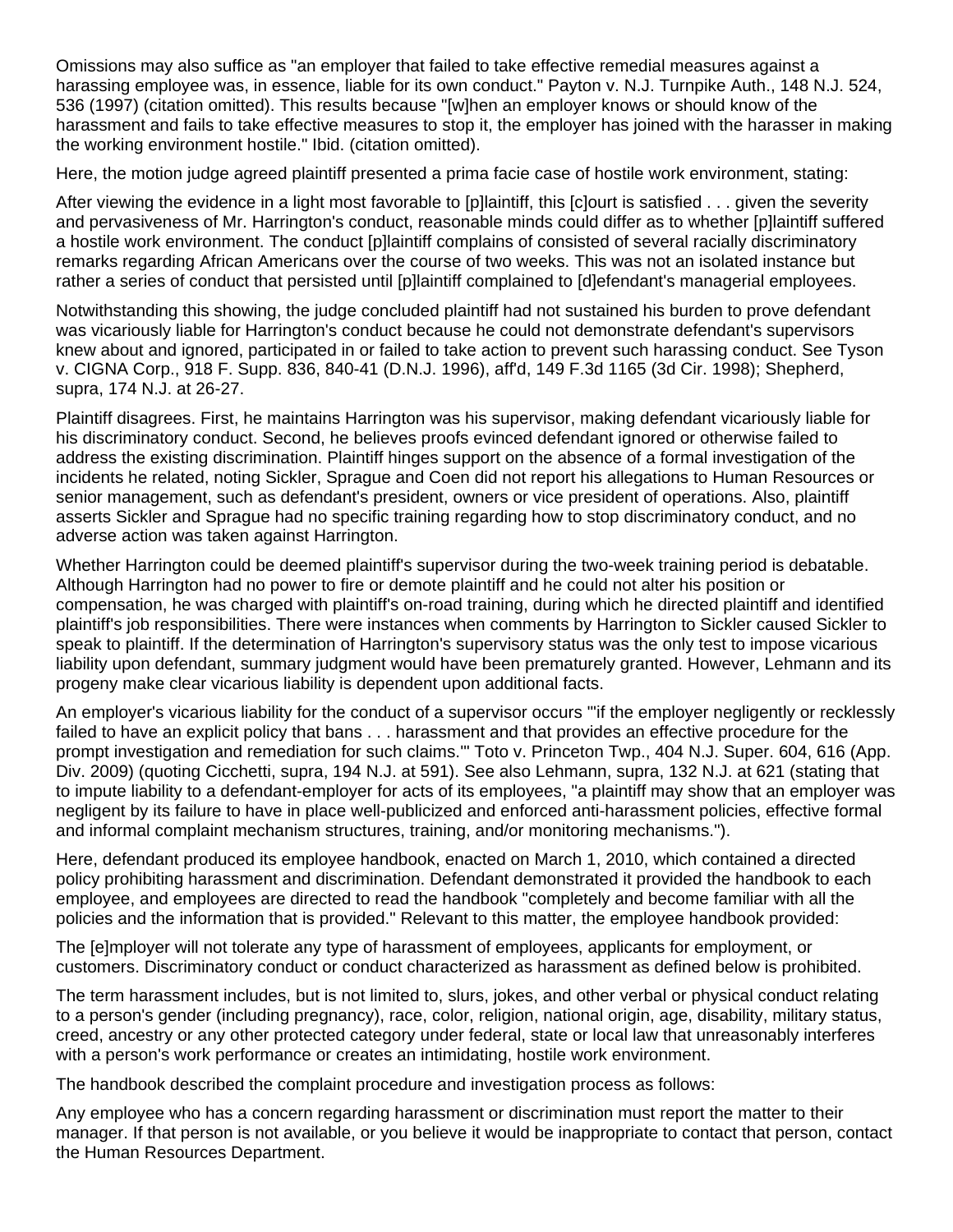Omissions may also suffice as "an employer that failed to take effective remedial measures against a harassing employee was, in essence, liable for its own conduct." Payton v. N.J. Turnpike Auth., 148 N.J. 524, 536 (1997) (citation omitted). This results because "[w]hen an employer knows or should know of the harassment and fails to take effective measures to stop it, the employer has joined with the harasser in making the working environment hostile." Ibid. (citation omitted).

Here, the motion judge agreed plaintiff presented a prima facie case of hostile work environment, stating:

After viewing the evidence in a light most favorable to [p]laintiff, this [c]ourt is satisfied . . . given the severity and pervasiveness of Mr. Harrington's conduct, reasonable minds could differ as to whether [p]laintiff suffered a hostile work environment. The conduct [p]laintiff complains of consisted of several racially discriminatory remarks regarding African Americans over the course of two weeks. This was not an isolated instance but rather a series of conduct that persisted until [p]laintiff complained to [d]efendant's managerial employees.

Notwithstanding this showing, the judge concluded plaintiff had not sustained his burden to prove defendant was vicariously liable for Harrington's conduct because he could not demonstrate defendant's supervisors knew about and ignored, participated in or failed to take action to prevent such harassing conduct. See Tyson v. CIGNA Corp., 918 F. Supp. 836, 840-41 (D.N.J. 1996), aff'd, 149 F.3d 1165 (3d Cir. 1998); Shepherd, supra, 174 N.J. at 26-27.

Plaintiff disagrees. First, he maintains Harrington was his supervisor, making defendant vicariously liable for his discriminatory conduct. Second, he believes proofs evinced defendant ignored or otherwise failed to address the existing discrimination. Plaintiff hinges support on the absence of a formal investigation of the incidents he related, noting Sickler, Sprague and Coen did not report his allegations to Human Resources or senior management, such as defendant's president, owners or vice president of operations. Also, plaintiff asserts Sickler and Sprague had no specific training regarding how to stop discriminatory conduct, and no adverse action was taken against Harrington.

Whether Harrington could be deemed plaintiff's supervisor during the two-week training period is debatable. Although Harrington had no power to fire or demote plaintiff and he could not alter his position or compensation, he was charged with plaintiff's on-road training, during which he directed plaintiff and identified plaintiff's job responsibilities. There were instances when comments by Harrington to Sickler caused Sickler to speak to plaintiff. If the determination of Harrington's supervisory status was the only test to impose vicarious liability upon defendant, summary judgment would have been prematurely granted. However, Lehmann and its progeny make clear vicarious liability is dependent upon additional facts.

An employer's vicarious liability for the conduct of a supervisor occurs "'if the employer negligently or recklessly failed to have an explicit policy that bans . . . harassment and that provides an effective procedure for the prompt investigation and remediation for such claims.'" Toto v. Princeton Twp., 404 N.J. Super. 604, 616 (App. Div. 2009) (quoting Cicchetti, supra, 194 N.J. at 591). See also Lehmann, supra, 132 N.J. at 621 (stating that to impute liability to a defendant-employer for acts of its employees, "a plaintiff may show that an employer was negligent by its failure to have in place well-publicized and enforced anti-harassment policies, effective formal and informal complaint mechanism structures, training, and/or monitoring mechanisms.").

Here, defendant produced its employee handbook, enacted on March 1, 2010, which contained a directed policy prohibiting harassment and discrimination. Defendant demonstrated it provided the handbook to each employee, and employees are directed to read the handbook "completely and become familiar with all the policies and the information that is provided." Relevant to this matter, the employee handbook provided:

The [e]mployer will not tolerate any type of harassment of employees, applicants for employment, or customers. Discriminatory conduct or conduct characterized as harassment as defined below is prohibited.

The term harassment includes, but is not limited to, slurs, jokes, and other verbal or physical conduct relating to a person's gender (including pregnancy), race, color, religion, national origin, age, disability, military status, creed, ancestry or any other protected category under federal, state or local law that unreasonably interferes with a person's work performance or creates an intimidating, hostile work environment.

The handbook described the complaint procedure and investigation process as follows:

Any employee who has a concern regarding harassment or discrimination must report the matter to their manager. If that person is not available, or you believe it would be inappropriate to contact that person, contact the Human Resources Department.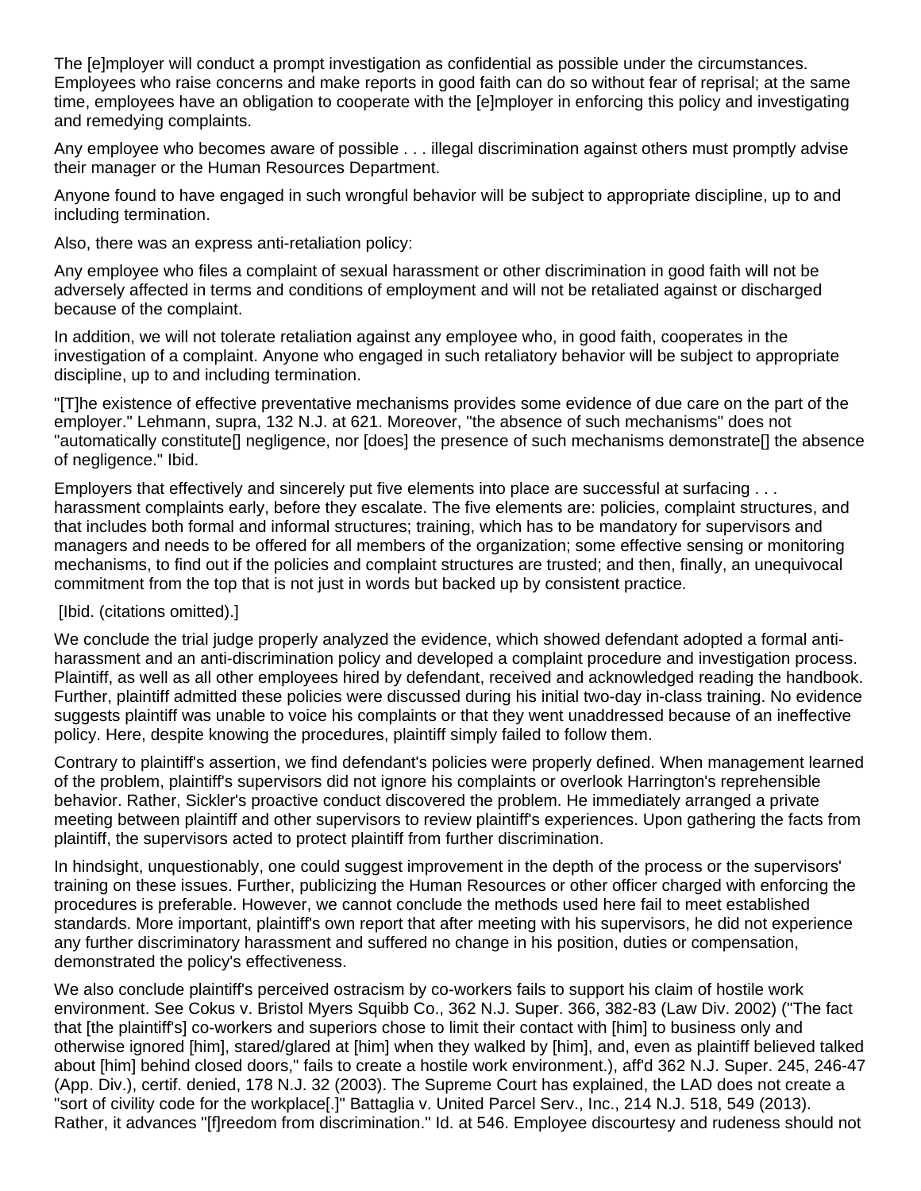The [e]mployer will conduct a prompt investigation as confidential as possible under the circumstances. Employees who raise concerns and make reports in good faith can do so without fear of reprisal; at the same time, employees have an obligation to cooperate with the [e]mployer in enforcing this policy and investigating and remedying complaints.

Any employee who becomes aware of possible . . . illegal discrimination against others must promptly advise their manager or the Human Resources Department.

Anyone found to have engaged in such wrongful behavior will be subject to appropriate discipline, up to and including termination.

Also, there was an express anti-retaliation policy:

Any employee who files a complaint of sexual harassment or other discrimination in good faith will not be adversely affected in terms and conditions of employment and will not be retaliated against or discharged because of the complaint.

In addition, we will not tolerate retaliation against any employee who, in good faith, cooperates in the investigation of a complaint. Anyone who engaged in such retaliatory behavior will be subject to appropriate discipline, up to and including termination.

"[T]he existence of effective preventative mechanisms provides some evidence of due care on the part of the employer." Lehmann, supra, 132 N.J. at 621. Moreover, "the absence of such mechanisms" does not "automatically constitute[] negligence, nor [does] the presence of such mechanisms demonstrate[] the absence of negligence." Ibid.

Employers that effectively and sincerely put five elements into place are successful at surfacing . . . harassment complaints early, before they escalate. The five elements are: policies, complaint structures, and that includes both formal and informal structures; training, which has to be mandatory for supervisors and managers and needs to be offered for all members of the organization; some effective sensing or monitoring mechanisms, to find out if the policies and complaint structures are trusted; and then, finally, an unequivocal commitment from the top that is not just in words but backed up by consistent practice.

[Ibid. (citations omitted).]

We conclude the trial judge properly analyzed the evidence, which showed defendant adopted a formal anti-harassment and an anti-discrimination policy and developed a complaint procedure and investigation process. Plaintiff, as well as all other employees hired by defendant, received and acknowledged reading the handbook. Further, plaintiff admitted these policies were discussed during his initial two-day in-class training. No evidence suggests plaintiff was unable to voice his complaints or that they went unaddressed because of an ineffective policy. Here, despite knowing the procedures, plaintiff simply failed to follow them.

Contrary to plaintiff's assertion, we find defendant's policies were properly defined. When management learned of the problem, plaintiff's supervisors did not ignore his complaints or overlook Harrington's reprehensible behavior. Rather, Sickler's proactive conduct discovered the problem. He immediately arranged a private meeting between plaintiff and other supervisors to review plaintiff's experiences. Upon gathering the facts from plaintiff, the supervisors acted to protect plaintiff from further discrimination.

In hindsight, unquestionably, one could suggest improvement in the depth of the process or the supervisors' training on these issues. Further, publicizing the Human Resources or other officer charged with enforcing the procedures is preferable. However, we cannot conclude the methods used here fail to meet established standards. More important, plaintiff's own report that after meeting with his supervisors, he did not experience any further discriminatory harassment and suffered no change in his position, duties or compensation, demonstrated the policy's effectiveness.

We also conclude plaintiff's perceived ostracism by co-workers fails to support his claim of hostile work environment. See Cokus v. Bristol Myers Squibb Co., 362 N.J. Super. 366, 382-83 (Law Div. 2002) ("The fact that [the plaintiff's] co-workers and superiors chose to limit their contact with [him] to business only and otherwise ignored [him], stared/glared at [him] when they walked by [him], and, even as plaintiff believed talked about [him] behind closed doors," fails to create a hostile work environment.), aff'd 362 N.J. Super. 245, 246-47 (App. Div.), certif. denied, 178 N.J. 32 (2003). The Supreme Court has explained, the LAD does not create a "sort of civility code for the workplace[.]" Battaglia v. United Parcel Serv., Inc., 214 N.J. 518, 549 (2013). Rather, it advances "[f]reedom from discrimination." Id. at 546. Employee discourtesy and rudeness should not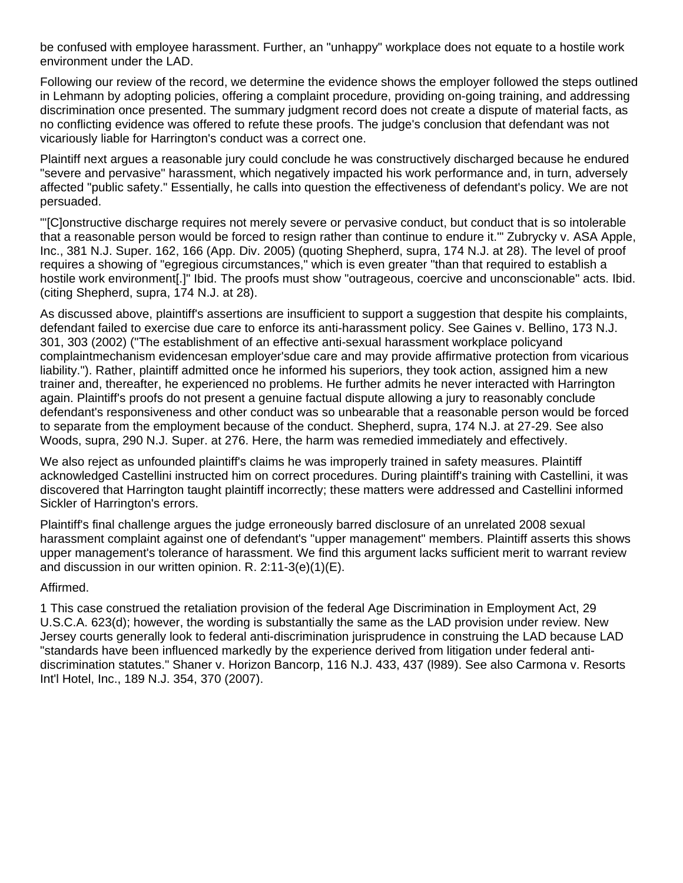be confused with employee harassment. Further, an "unhappy" workplace does not equate to a hostile work environment under the LAD.

Following our review of the record, we determine the evidence shows the employer followed the steps outlined in Lehmann by adopting policies, offering a complaint procedure, providing on-going training, and addressing discrimination once presented. The summary judgment record does not create a dispute of material facts, as no conflicting evidence was offered to refute these proofs. The judge's conclusion that defendant was not vicariously liable for Harrington's conduct was a correct one.

Plaintiff next argues a reasonable jury could conclude he was constructively discharged because he endured "severe and pervasive" harassment, which negatively impacted his work performance and, in turn, adversely affected "public safety." Essentially, he calls into question the effectiveness of defendant's policy. We are not persuaded.

"'[C]onstructive discharge requires not merely severe or pervasive conduct, but conduct that is so intolerable that a reasonable person would be forced to resign rather than continue to endure it.'" Zubrycky v. ASA Apple, Inc., 381 N.J. Super. 162, 166 (App. Div. 2005) (quoting Shepherd, supra, 174 N.J. at 28). The level of proof requires a showing of "egregious circumstances," which is even greater "than that required to establish a hostile work environment[.]" Ibid. The proofs must show "outrageous, coercive and unconscionable" acts. Ibid. (citing Shepherd, supra, 174 N.J. at 28).

As discussed above, plaintiff's assertions are insufficient to support a suggestion that despite his complaints, defendant failed to exercise due care to enforce its anti-harassment policy. See Gaines v. Bellino, 173 N.J. 301, 303 (2002) ("The establishment of an effective anti-sexual harassment workplace policyand complaintmechanism evidencesan employer'sdue care and may provide affirmative protection from vicarious liability."). Rather, plaintiff admitted once he informed his superiors, they took action, assigned him a new trainer and, thereafter, he experienced no problems. He further admits he never interacted with Harrington again. Plaintiff's proofs do not present a genuine factual dispute allowing a jury to reasonably conclude defendant's responsiveness and other conduct was so unbearable that a reasonable person would be forced to separate from the employment because of the conduct. Shepherd, supra, 174 N.J. at 27-29. See also Woods, supra, 290 N.J. Super. at 276. Here, the harm was remedied immediately and effectively.

We also reject as unfounded plaintiff's claims he was improperly trained in safety measures. Plaintiff acknowledged Castellini instructed him on correct procedures. During plaintiff's training with Castellini, it was discovered that Harrington taught plaintiff incorrectly; these matters were addressed and Castellini informed Sickler of Harrington's errors.

Plaintiff's final challenge argues the judge erroneously barred disclosure of an unrelated 2008 sexual harassment complaint against one of defendant's "upper management" members. Plaintiff asserts this shows upper management's tolerance of harassment. We find this argument lacks sufficient merit to warrant review and discussion in our written opinion. R. 2:11-3(e)(1)(E).

Affirmed.

1 This case construed the retaliation provision of the federal Age Discrimination in Employment Act, 29 U.S.C.A. 623(d); however, the wording is substantially the same as the LAD provision under review. New Jersey courts generally look to federal anti-discrimination jurisprudence in construing the LAD because LAD "standards have been influenced markedly by the experience derived from litigation under federal anti-discrimination statutes." Shaner v. Horizon Bancorp, 116 N.J. 433, 437 (l989). See also Carmona v. Resorts Int'l Hotel, Inc., 189 N.J. 354, 370 (2007).